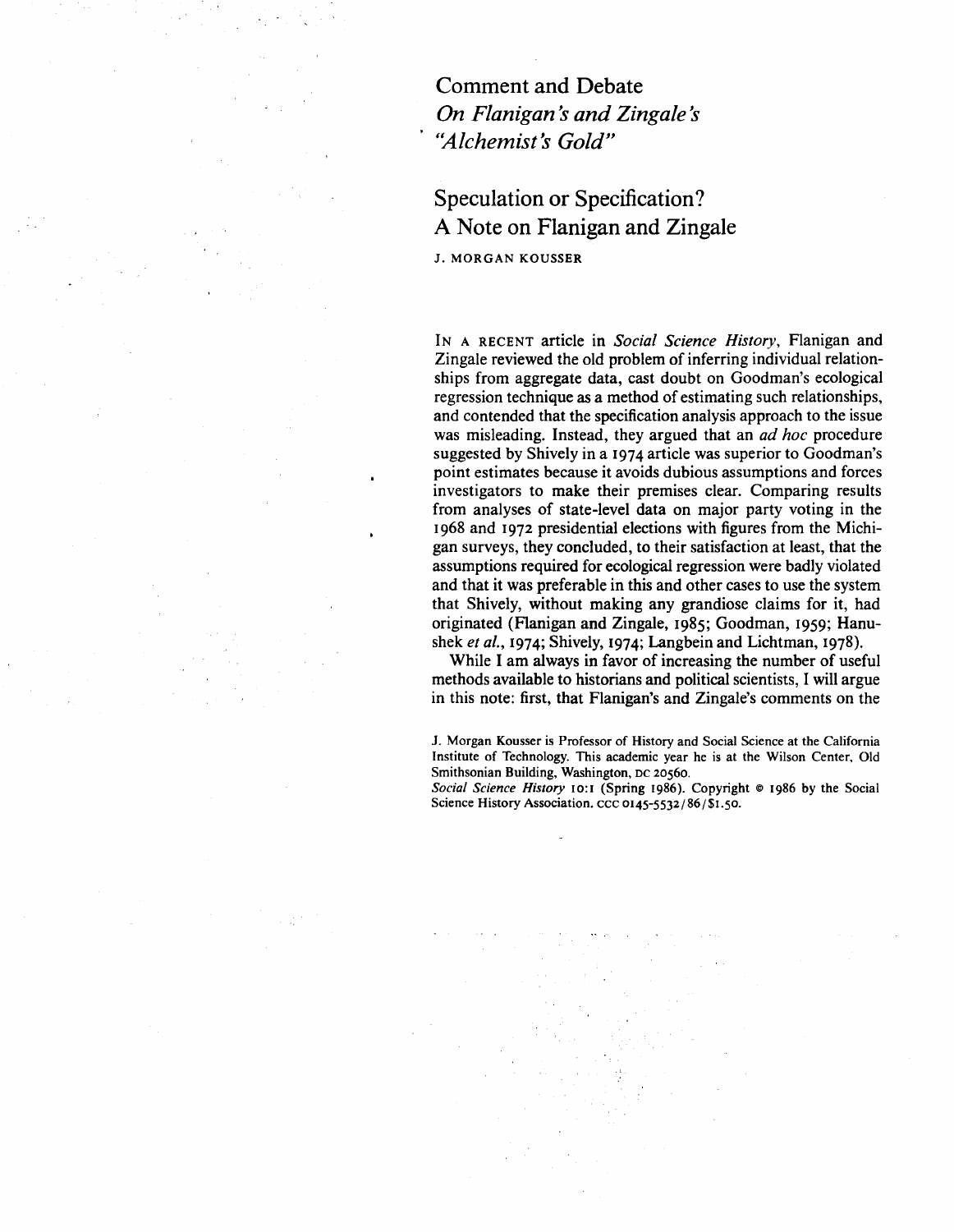# Comment and Debate

## *On Flanigan's and Zingale's "Alchemist's Gold"*

## Speculation or Specification? A Note on Flanigan and Zingale

J. MORGAN KOUSSER

IN A RECENT article in *Social Science History*, Flanigan and Zingale reviewed the old problem of inferring individual relationships from aggregate data, cast doubt on Goodman's ecological regression technique as a method of estimating such relationships, and contended that the specification analysis approach to the issue was misleading. Instead, they argued that an *ad hoc* procedure suggested by Shively in a 1974 article was superior to Goodman's point estimates because it avoids dubious assumptions and forces investigators to make their premises clear. Comparing results from analyses of state-level data on major party voting in the 1968 and 1972 presidential elections with figures from the Michigan surveys, they concluded, to their satisfaction at least, that the assumptions required for ecological regression were badly violated and that it was preferable in this and other cases to use the system that Shively, without making any grandiose claims for it, had originated (Flanigan and Zingale, 1985; Goodman, 1959; Hanushek *et al.*, 1974; Shively, 1974; Langbein and Lichtman, 1978).

While I am always in favor of increasing the number of useful methods available to historians and political scientists, I will argue in this note: first, that Flanigan's and Zingale's comments on the

J. Morgan Kousser is Professor of History and Social Science at the California Institute of Technology. This academic year he is at the Wilson Center, Old Smithsonian Building, Washington, DC 20560.

*Social Science History* 10:1 (Spring 1986). Copyright © 1986 by the Social Science History Association. CCC 0145-5532/86/$1.50.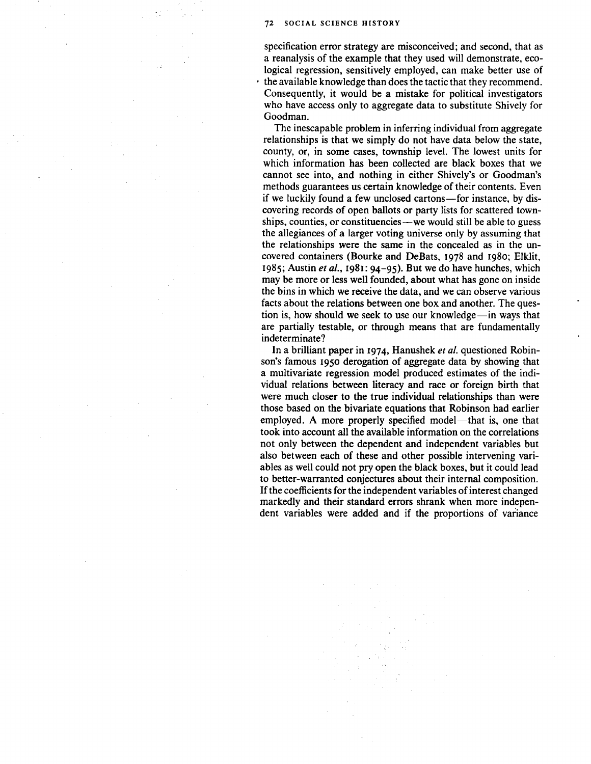specification error strategy are misconceived; and second, that as a reanalysis of the example that they used will demonstrate, ecological regression, sensitively employed, can make better use of the available knowledge than does the tactic that they recommend. Consequently, it would be a mistake for political investigators who have access only to aggregate data to substitute Shively for Goodman.

The inescapable problem in inferring individual from aggregate relationships is that we simply do not have data below the state, county, or, in some cases, township level. The lowest units for which information has been collected are black boxes that we cannot see into, and nothing in either Shively's or Goodman's methods guarantees us certain knowledge of their contents. Even if we luckily found a few unclosed cartons—for instance, by discovering records of open ballots or party lists for scattered townships, counties, or constituencies—we would still be able to guess the allegiances of a larger voting universe only by assuming that the relationships were the same in the concealed as in the uncovered containers (Bourke and DeBats, 1978 and 1980; Elklit, 1985; Austin *et al.*, 1981: 94–95). But we do have hunches, which may be more or less well founded, about what has gone on inside the bins in which we receive the data, and we can observe various facts about the relations between one box and another. The question is, how should we seek to use our knowledge—in ways that are partially testable, or through means that are fundamentally indeterminate?

In a brilliant paper in 1974, Hanushek *et al.* questioned Robinson's famous 1950 derogation of aggregate data by showing that a multivariate regression model produced estimates of the individual relations between literacy and race or foreign birth that were much closer to the true individual relationships than were those based on the bivariate equations that Robinson had earlier employed. A more properly specified model—that is, one that took into account all the available information on the correlations not only between the dependent and independent variables but also between each of these and other possible intervening variables as well could not pry open the black boxes, but it could lead to better-warranted conjectures about their internal composition. If the coefficients for the independent variables of interest changed markedly and their standard errors shrank when more independent variables were added and if the proportions of variance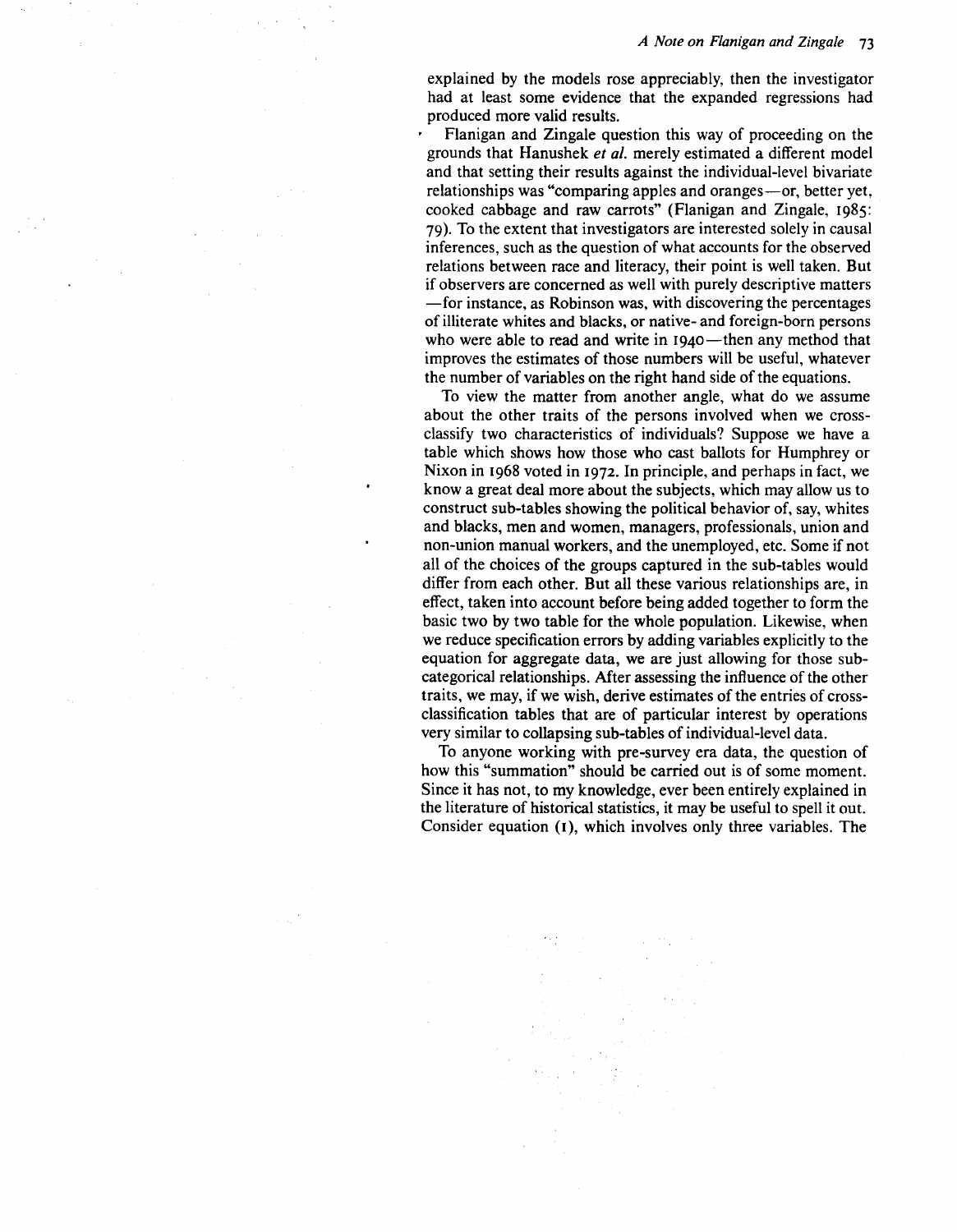explained by the models rose appreciably, then the investigator had at least some evidence that the expanded regressions had produced more valid results.

Flanigan and Zingale question this way of proceeding on the grounds that Hanushek *et al.* merely estimated a different model and that setting their results against the individual-level bivariate relationships was "comparing apples and oranges—or, better yet, cooked cabbage and raw carrots" (Flanigan and Zingale, 1985: 79). To the extent that investigators are interested solely in causal inferences, such as the question of what accounts for the observed relations between race and literacy, their point is well taken. But if observers are concerned as well with purely descriptive matters—for instance, as Robinson was, with discovering the percentages of illiterate whites and blacks, or native- and foreign-born persons who were able to read and write in 1940—then any method that improves the estimates of those numbers will be useful, whatever the number of variables on the right hand side of the equations.

To view the matter from another angle, what do we assume about the other traits of the persons involved when we cross-classify two characteristics of individuals? Suppose we have a table which shows how those who cast ballots for Humphrey or Nixon in 1968 voted in 1972. In principle, and perhaps in fact, we know a great deal more about the subjects, which may allow us to construct sub-tables showing the political behavior of, say, whites and blacks, men and women, managers, professionals, union and non-union manual workers, and the unemployed, etc. Some if not all of the choices of the groups captured in the sub-tables would differ from each other. But all these various relationships are, in effect, taken into account before being added together to form the basic two by two table for the whole population. Likewise, when we reduce specification errors by adding variables explicitly to the equation for aggregate data, we are just allowing for those sub-categorical relationships. After assessing the influence of the other traits, we may, if we wish, derive estimates of the entries of cross-classification tables that are of particular interest by operations very similar to collapsing sub-tables of individual-level data.

To anyone working with pre-survey era data, the question of how this "summation" should be carried out is of some moment. Since it has not, to my knowledge, ever been entirely explained in the literature of historical statistics, it may be useful to spell it out. Consider equation (1), which involves only three variables. The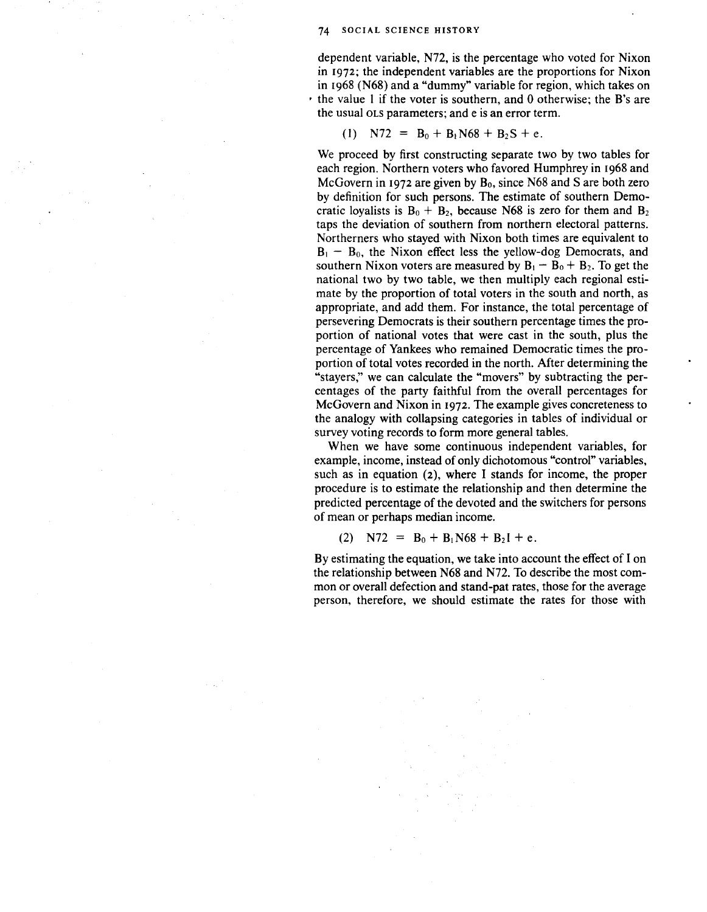dependent variable, N72, is the percentage who voted for Nixon in 1972; the independent variables are the proportions for Nixon in 1968 (N68) and a "dummy" variable for region, which takes on the value 1 if the voter is southern, and 0 otherwise; the B's are the usual OLS parameters; and e is an error term.

$$(1) \quad N72 = B_0 + B_1 N68 + B_2 S + e.$$

We proceed by first constructing separate two by two tables for each region. Northern voters who favored Humphrey in 1968 and McGovern in 1972 are given by $B_0$, since N68 and S are both zero by definition for such persons. The estimate of southern Democratic loyalists is $B_0 + B_2$, because N68 is zero for them and $B_2$ taps the deviation of southern from northern electoral patterns. Northerners who stayed with Nixon both times are equivalent to $B_1 - B_0$, the Nixon effect less the yellow-dog Democrats, and southern Nixon voters are measured by $B_1 - B_0 + B_2$. To get the national two by two table, we then multiply each regional estimate by the proportion of total voters in the south and north, as appropriate, and add them. For instance, the total percentage of persevering Democrats is their southern percentage times the proportion of national votes that were cast in the south, plus the percentage of Yankees who remained Democratic times the proportion of total votes recorded in the north. After determining the "stayers," we can calculate the "movers" by subtracting the percentages of the party faithful from the overall percentages for McGovern and Nixon in 1972. The example gives concreteness to the analogy with collapsing categories in tables of individual or survey voting records to form more general tables.

When we have some continuous independent variables, for example, income, instead of only dichotomous "control" variables, such as in equation (2), where I stands for income, the proper procedure is to estimate the relationship and then determine the predicted percentage of the devoted and the switchers for persons of mean or perhaps median income.

$$(2) \quad N72 = B_0 + B_1 N68 + B_2 I + e.$$

By estimating the equation, we take into account the effect of I on the relationship between N68 and N72. To describe the most common or overall defection and stand-pat rates, those for the average person, therefore, we should estimate the rates for those with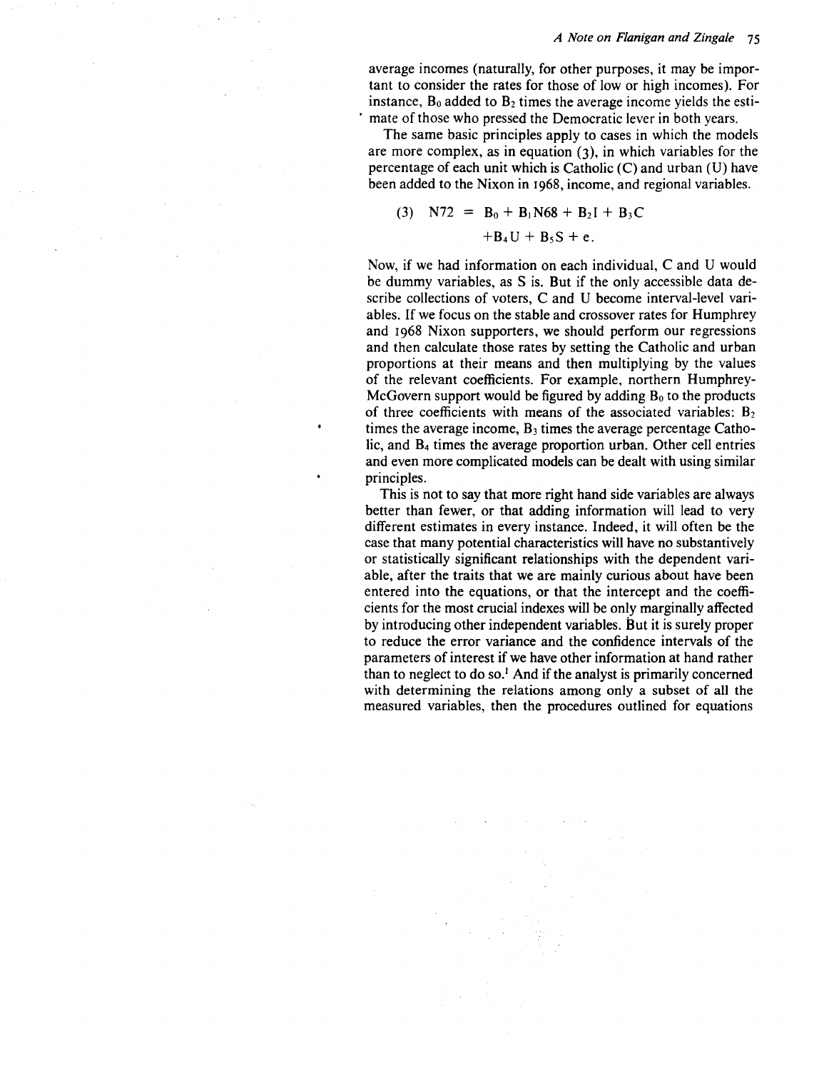average incomes (naturally, for other purposes, it may be important to consider the rates for those of low or high incomes). For instance, $B_0$ added to $B_2$ times the average income yields the estimate of those who pressed the Democratic lever in both years.

The same basic principles apply to cases in which the models are more complex, as in equation (3), in which variables for the percentage of each unit which is Catholic (C) and urban (U) have been added to the Nixon in 1968, income, and regional variables.

$$(3) \quad N72 = B_0 + B_1 N68 + B_2 I + B_3 C + B_4 U + B_5 S + e.$$

Now, if we had information on each individual, C and U would be dummy variables, as S is. But if the only accessible data describe collections of voters, C and U become interval-level variables. If we focus on the stable and crossover rates for Humphrey and 1968 Nixon supporters, we should perform our regressions and then calculate those rates by setting the Catholic and urban proportions at their means and then multiplying by the values of the relevant coefficients. For example, northern Humphrey-McGovern support would be figured by adding $B_0$ to the products of three coefficients with means of the associated variables: $B_2$ times the average income, $B_3$ times the average percentage Catholic, and $B_4$ times the average proportion urban. Other cell entries and even more complicated models can be dealt with using similar principles.

This is not to say that more right hand side variables are always better than fewer, or that adding information will lead to very different estimates in every instance. Indeed, it will often be the case that many potential characteristics will have no substantively or statistically significant relationships with the dependent variable, after the traits that we are mainly curious about have been entered into the equations, or that the intercept and the coefficients for the most crucial indexes will be only marginally affected by introducing other independent variables. But it is surely proper to reduce the error variance and the confidence intervals of the parameters of interest if we have other information at hand rather than to neglect to do so.[1] And if the analyst is primarily concerned with determining the relations among only a subset of all the measured variables, then the procedures outlined for equations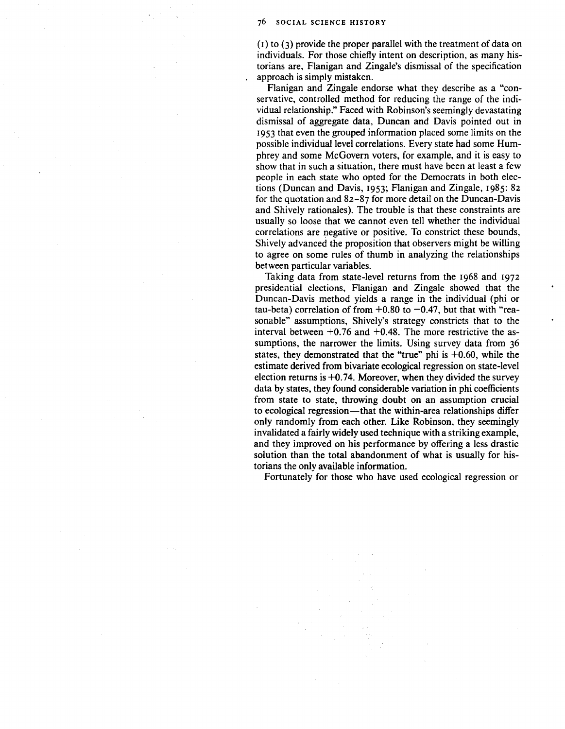(1) to (3) provide the proper parallel with the treatment of data on individuals. For those chiefly intent on description, as many historians are, Flanigan and Zingale's dismissal of the specification approach is simply mistaken.

Flanigan and Zingale endorse what they describe as a "conservative, controlled method for reducing the range of the individual relationship." Faced with Robinson's seemingly devastating dismissal of aggregate data, Duncan and Davis pointed out in 1953 that even the grouped information placed some limits on the possible individual level correlations. Every state had some Humphrey and some McGovern voters, for example, and it is easy to show that in such a situation, there must have been at least a few people in each state who opted for the Democrats in both elections (Duncan and Davis, 1953; Flanigan and Zingale, 1985: 82 for the quotation and 82–87 for more detail on the Duncan-Davis and Shively rationales). The trouble is that these constraints are usually so loose that we cannot even tell whether the individual correlations are negative or positive. To constrict these bounds, Shively advanced the proposition that observers might be willing to agree on some rules of thumb in analyzing the relationships between particular variables.

Taking data from state-level returns from the 1968 and 1972 presidential elections, Flanigan and Zingale showed that the Duncan-Davis method yields a range in the individual (phi or tau-beta) correlation of from +0.80 to −0.47, but that with "reasonable" assumptions, Shively's strategy constricts that to the interval between +0.76 and +0.48. The more restrictive the assumptions, the narrower the limits. Using survey data from 36 states, they demonstrated that the "true" phi is +0.60, while the estimate derived from bivariate ecological regression on state-level election returns is +0.74. Moreover, when they divided the survey data by states, they found considerable variation in phi coefficients from state to state, throwing doubt on an assumption crucial to ecological regression—that the within-area relationships differ only randomly from each other. Like Robinson, they seemingly invalidated a fairly widely used technique with a striking example, and they improved on his performance by offering a less drastic solution than the total abandonment of what is usually for historians the only available information.

Fortunately for those who have used ecological regression or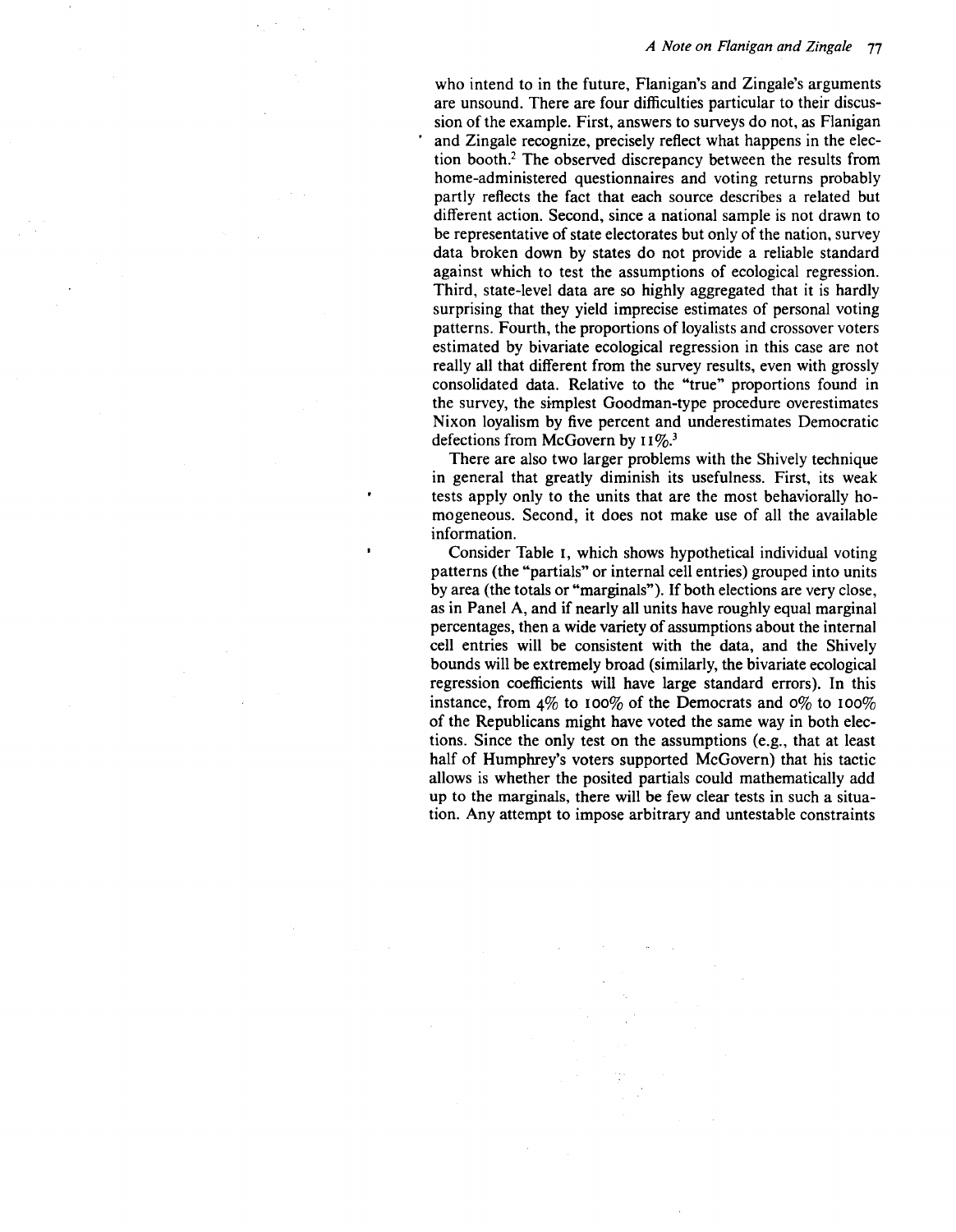who intend to in the future, Flanigan's and Zingale's arguments are unsound. There are four difficulties particular to their discussion of the example. First, answers to surveys do not, as Flanigan and Zingale recognize, precisely reflect what happens in the election booth.[2] The observed discrepancy between the results from home-administered questionnaires and voting returns probably partly reflects the fact that each source describes a related but different action. Second, since a national sample is not drawn to be representative of state electorates but only of the nation, survey data broken down by states do not provide a reliable standard against which to test the assumptions of ecological regression. Third, state-level data are so highly aggregated that it is hardly surprising that they yield imprecise estimates of personal voting patterns. Fourth, the proportions of loyalists and crossover voters estimated by bivariate ecological regression in this case are not really all that different from the survey results, even with grossly consolidated data. Relative to the "true" proportions found in the survey, the simplest Goodman-type procedure overestimates Nixon loyalism by five percent and underestimates Democratic defections from McGovern by 11%.[3]

There are also two larger problems with the Shively technique in general that greatly diminish its usefulness. First, its weak tests apply only to the units that are the most behaviorally homogeneous. Second, it does not make use of all the available information.

Consider Table 1, which shows hypothetical individual voting patterns (the "partials" or internal cell entries) grouped into units by area (the totals or "marginals"). If both elections are very close, as in Panel A, and if nearly all units have roughly equal marginal percentages, then a wide variety of assumptions about the internal cell entries will be consistent with the data, and the Shively bounds will be extremely broad (similarly, the bivariate ecological regression coefficients will have large standard errors). In this instance, from 4% to 100% of the Democrats and 0% to 100% of the Republicans might have voted the same way in both elections. Since the only test on the assumptions (e.g., that at least half of Humphrey's voters supported McGovern) that his tactic allows is whether the posited partials could mathematically add up to the marginals, there will be few clear tests in such a situation. Any attempt to impose arbitrary and untestable constraints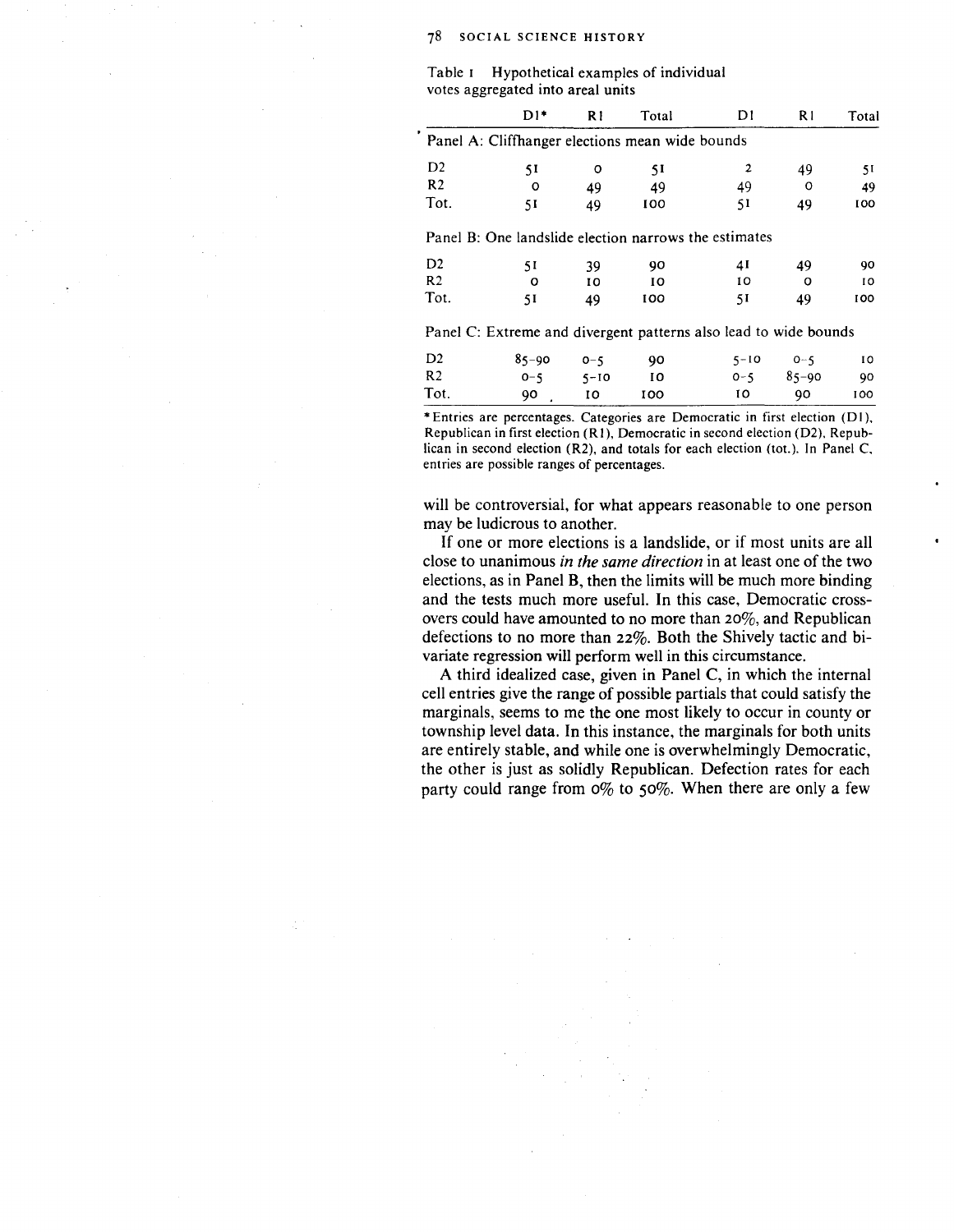Table 1 Hypothetical examples of individual votes aggregated into areal units

| | D1* | R1 | Total | D1 | R1 | Total |
|---|---|---|---|---|---|---|
| Panel A: Cliffhanger elections mean wide bounds | | | | | | |
| D2 | 51 | 0 | 51 | 2 | 49 | 51 |
| R2 | 0 | 49 | 49 | 49 | 0 | 49 |
| Tot. | 51 | 49 | 100 | 51 | 49 | 100 |
| Panel B: One landslide election narrows the estimates | | | | | | |
| D2 | 51 | 39 | 90 | 41 | 49 | 90 |
| R2 | 0 | 10 | 10 | 10 | 0 | 10 |
| Tot. | 51 | 49 | 100 | 51 | 49 | 100 |
| Panel C: Extreme and divergent patterns also lead to wide bounds | | | | | | |
| D2 | 85–90 | 0–5 | 90 | 5–10 | 0–5 | 10 |
| R2 | 0–5 | 5–10 | 10 | 0–5 | 85–90 | 90 |
| Tot. | 90 | 10 | 100 | 10 | 90 | 100 |

*Entries are percentages. Categories are Democratic in first election (D1), Republican in first election (R1), Democratic in second election (D2), Republican in second election (R2), and totals for each election (tot.). In Panel C, entries are possible ranges of percentages.

will be controversial, for what appears reasonable to one person may be ludicrous to another.

If one or more elections is a landslide, or if most units are all close to unanimous *in the same direction* in at least one of the two elections, as in Panel B, then the limits will be much more binding and the tests much more useful. In this case, Democratic crossovers could have amounted to no more than 20%, and Republican defections to no more than 22%. Both the Shively tactic and bivariate regression will perform well in this circumstance.

A third idealized case, given in Panel C, in which the internal cell entries give the range of possible partials that could satisfy the marginals, seems to me the one most likely to occur in county or township level data. In this instance, the marginals for both units are entirely stable, and while one is overwhelmingly Democratic, the other is just as solidly Republican. Defection rates for each party could range from 0% to 50%. When there are only a few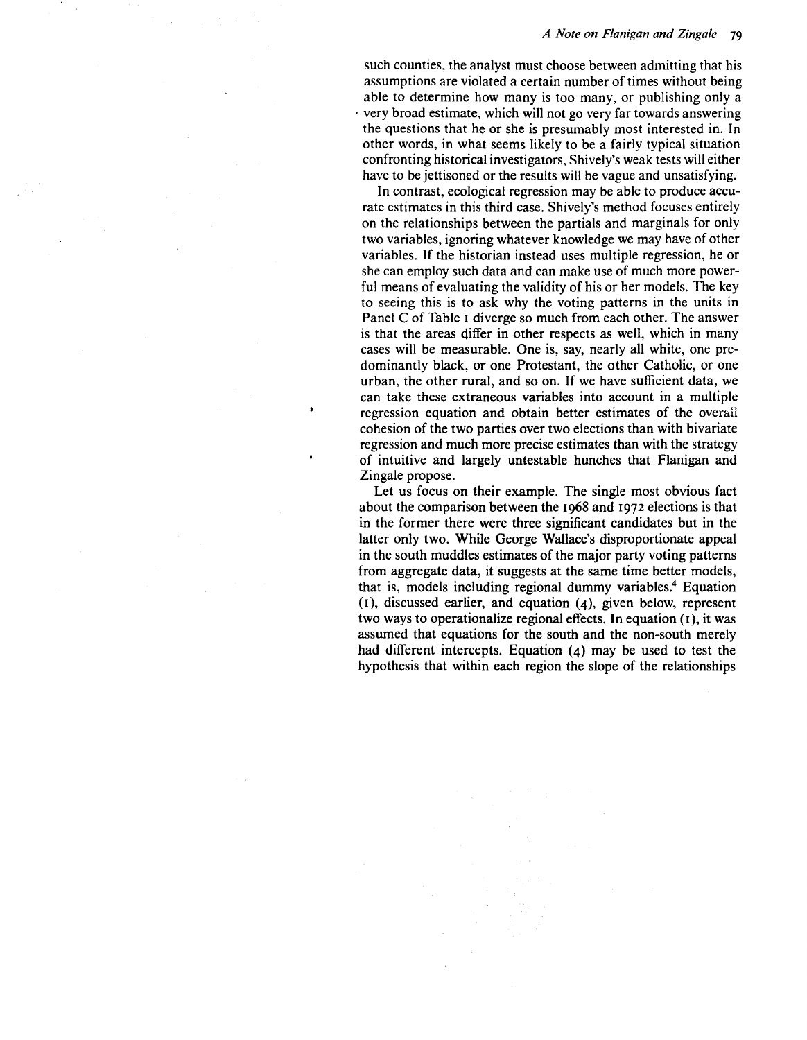such counties, the analyst must choose between admitting that his assumptions are violated a certain number of times without being able to determine how many is too many, or publishing only a very broad estimate, which will not go very far towards answering the questions that he or she is presumably most interested in. In other words, in what seems likely to be a fairly typical situation confronting historical investigators, Shively's weak tests will either have to be jettisoned or the results will be vague and unsatisfying.

In contrast, ecological regression may be able to produce accurate estimates in this third case. Shively's method focuses entirely on the relationships between the partials and marginals for only two variables, ignoring whatever knowledge we may have of other variables. If the historian instead uses multiple regression, he or she can employ such data and can make use of much more powerful means of evaluating the validity of his or her models. The key to seeing this is to ask why the voting patterns in the units in Panel C of Table 1 diverge so much from each other. The answer is that the areas differ in other respects as well, which in many cases will be measurable. One is, say, nearly all white, one predominantly black, or one Protestant, the other Catholic, or one urban, the other rural, and so on. If we have sufficient data, we can take these extraneous variables into account in a multiple regression equation and obtain better estimates of the overall cohesion of the two parties over two elections than with bivariate regression and much more precise estimates than with the strategy of intuitive and largely untestable hunches that Flanigan and Zingale propose.

Let us focus on their example. The single most obvious fact about the comparison between the 1968 and 1972 elections is that in the former there were three significant candidates but in the latter only two. While George Wallace's disproportionate appeal in the south muddles estimates of the major party voting patterns from aggregate data, it suggests at the same time better models, that is, models including regional dummy variables.[4] Equation (1), discussed earlier, and equation (4), given below, represent two ways to operationalize regional effects. In equation (1), it was assumed that equations for the south and the non-south merely had different intercepts. Equation (4) may be used to test the hypothesis that within each region the slope of the relationships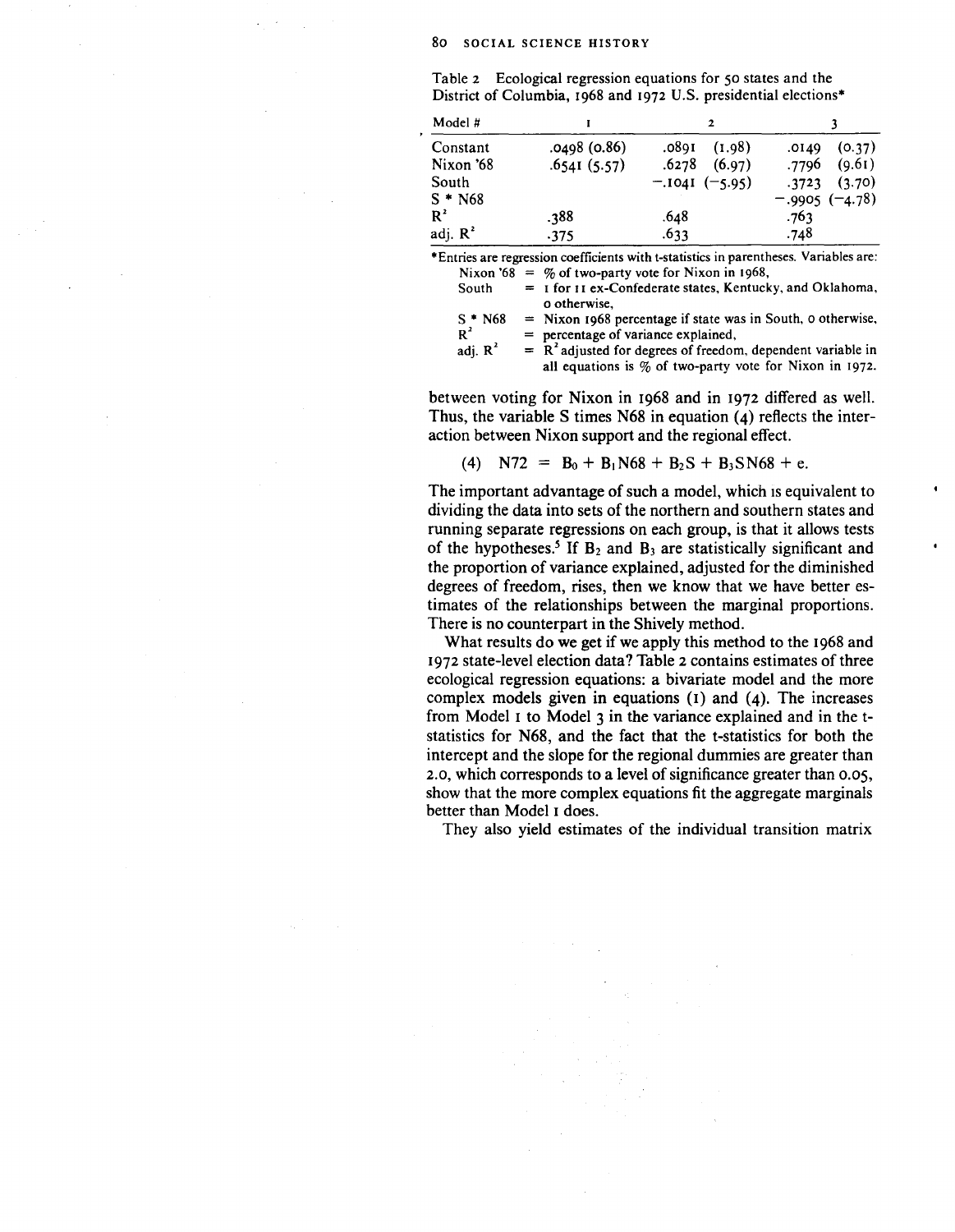Table 2 Ecological regression equations for 50 states and the District of Columbia, 1968 and 1972 U.S. presidential elections*

| Model # | 1 | 2 | 3 |
|---|---|---|---|
| Constant | .0498 (0.86) | .0891 (1.98) | .0149 (0.37) |
| Nixon '68 | .6541 (5.57) | .6278 (6.97) | .7796 (9.61) |
| South | | −.1041 (−5.95) | .3723 (3.70) |
| S * N68 | | | −.9905 (−4.78) |
| $R^2$ | .388 | .648 | .763 |
| adj. $R^2$ | .375 | .633 | .748 |

*Entries are regression coefficients with t-statistics in parentheses. Variables are:
- Nixon '68 = % of two-party vote for Nixon in 1968,
- South = 1 for 11 ex-Confederate states, Kentucky, and Oklahoma, 0 otherwise,
- S * N68 = Nixon 1968 percentage if state was in South, 0 otherwise,
- $R^2$ = percentage of variance explained,
- adj. $R^2$ = $R^2$ adjusted for degrees of freedom, dependent variable in all equations is % of two-party vote for Nixon in 1972.

between voting for Nixon in 1968 and in 1972 differed as well. Thus, the variable S times N68 in equation (4) reflects the interaction between Nixon support and the regional effect.

$$(4) \quad N72 = B_0 + B_1 N68 + B_2 S + B_3 SN68 + e.$$

The important advantage of such a model, which is equivalent to dividing the data into sets of the northern and southern states and running separate regressions on each group, is that it allows tests of the hypotheses.[5] If $B_2$ and $B_3$ are statistically significant and the proportion of variance explained, adjusted for the diminished degrees of freedom, rises, then we know that we have better estimates of the relationships between the marginal proportions. There is no counterpart in the Shively method.

What results do we get if we apply this method to the 1968 and 1972 state-level election data? Table 2 contains estimates of three ecological regression equations: a bivariate model and the more complex models given in equations (1) and (4). The increases from Model 1 to Model 3 in the variance explained and in the t-statistics for N68, and the fact that the t-statistics for both the intercept and the slope for the regional dummies are greater than 2.0, which corresponds to a level of significance greater than 0.05, show that the more complex equations fit the aggregate marginals better than Model 1 does.

They also yield estimates of the individual transition matrix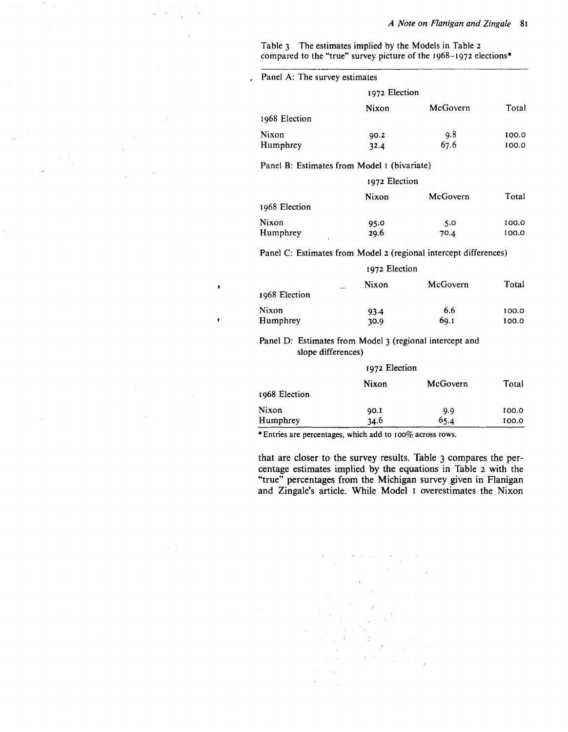Table 3 The estimates implied by the Models in Table 2 compared to the "true" survey picture of the 1968–1972 elections*

Panel A: The survey estimates

| | 1972 Election | | |
|---|---|---|---|
| 1968 Election | Nixon | McGovern | Total |
| Nixon | 90.2 | 9.8 | 100.0 |
| Humphrey | 32.4 | 67.6 | 100.0 |

Panel B: Estimates from Model 1 (bivariate)

| | 1972 Election | | |
|---|---|---|---|
| 1968 Election | Nixon | McGovern | Total |
| Nixon | 95.0 | 5.0 | 100.0 |
| Humphrey | 29.6 | 70.4 | 100.0 |

Panel C: Estimates from Model 2 (regional intercept differences)

| | 1972 Election | | |
|---|---|---|---|
| 1968 Election | Nixon | McGovern | Total |
| Nixon | 93.4 | 6.6 | 100.0 |
| Humphrey | 30.9 | 69.1 | 100.0 |

Panel D: Estimates from Model 3 (regional intercept and slope differences)

| | 1972 Election | | |
|---|---|---|---|
| 1968 Election | Nixon | McGovern | Total |
| Nixon | 90.1 | 9.9 | 100.0 |
| Humphrey | 34.6 | 65.4 | 100.0 |

*Entries are percentages, which add to 100% across rows.

that are closer to the survey results. Table 3 compares the percentage estimates implied by the equations in Table 2 with the "true" percentages from the Michigan survey given in Flanigan and Zingale's article. While Model 1 overestimates the Nixon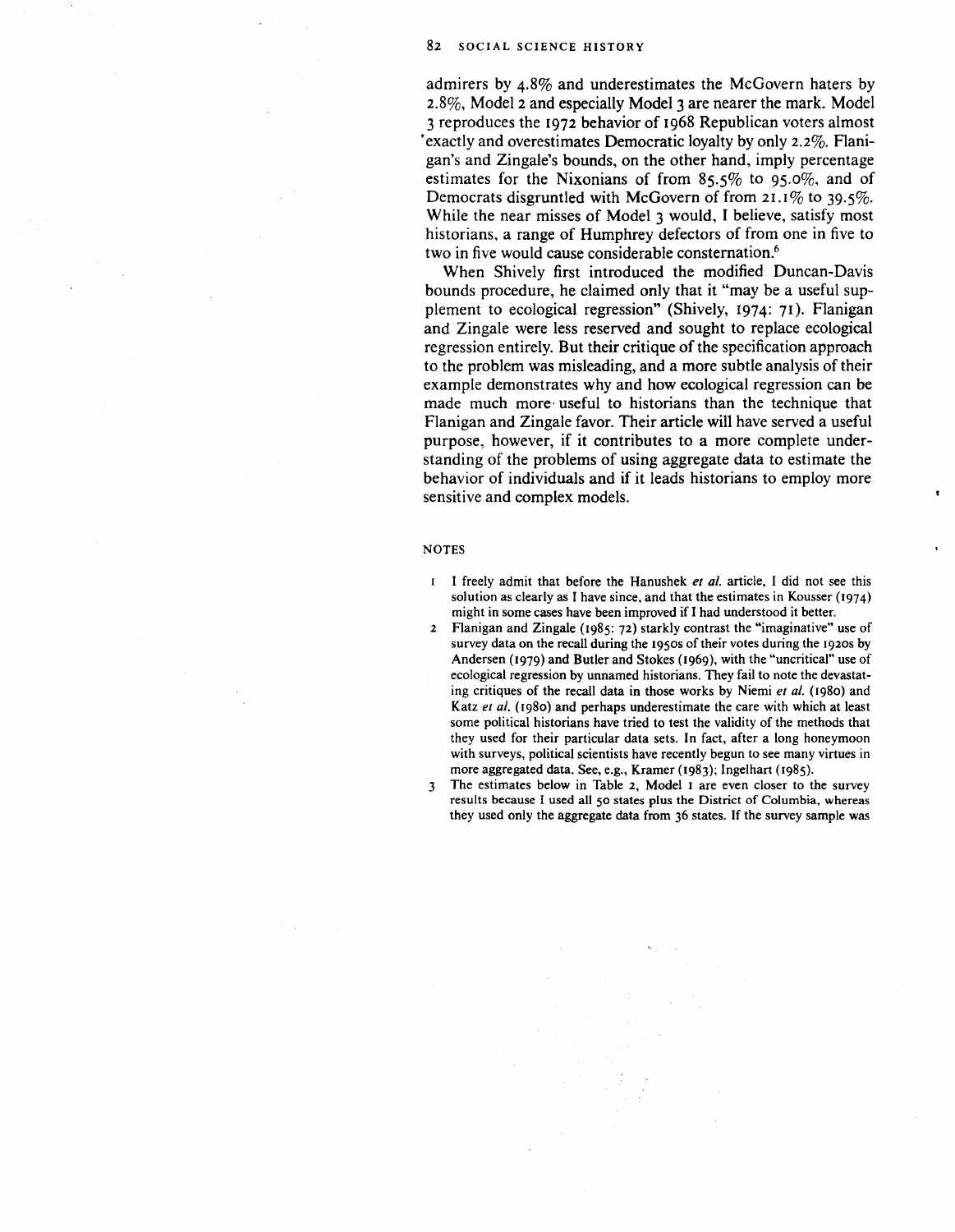admirers by 4.8% and underestimates the McGovern haters by 2.8%, Model 2 and especially Model 3 are nearer the mark. Model 3 reproduces the 1972 behavior of 1968 Republican voters almost exactly and overestimates Democratic loyalty by only 2.2%. Flanigan's and Zingale's bounds, on the other hand, imply percentage estimates for the Nixonians of from 85.5% to 95.0%, and of Democrats disgruntled with McGovern of from 21.1% to 39.5%. While the near misses of Model 3 would, I believe, satisfy most historians, a range of Humphrey defectors of from one in five to two in five would cause considerable consternation.[6]

When Shively first introduced the modified Duncan-Davis bounds procedure, he claimed only that it "may be a useful supplement to ecological regression" (Shively, 1974: 71). Flanigan and Zingale were less reserved and sought to replace ecological regression entirely. But their critique of the specification approach to the problem was misleading, and a more subtle analysis of their example demonstrates why and how ecological regression can be made much more useful to historians than the technique that Flanigan and Zingale favor. Their article will have served a useful purpose, however, if it contributes to a more complete understanding of the problems of using aggregate data to estimate the behavior of individuals and if it leads historians to employ more sensitive and complex models.

## NOTES

1. I freely admit that before the Hanushek *et al.* article, I did not see this solution as clearly as I have since, and that the estimates in Kousser (1974) might in some cases have been improved if I had understood it better.
2. Flanigan and Zingale (1985: 72) starkly contrast the "imaginative" use of survey data on the recall during the 1950s of their votes during the 1920s by Andersen (1979) and Butler and Stokes (1969), with the "uncritical" use of ecological regression by unnamed historians. They fail to note the devastating critiques of the recall data in those works by Niemi *et al.* (1980) and Katz *et al.* (1980) and perhaps underestimate the care with which at least some political historians have tried to test the validity of the methods that they used for their particular data sets. In fact, after a long honeymoon with surveys, political scientists have recently begun to see many virtues in more aggregated data. See, e.g., Kramer (1983); Ingelhart (1985).
3. The estimates below in Table 2, Model 1 are even closer to the survey results because I used all 50 states plus the District of Columbia, whereas they used only the aggregate data from 36 states. If the survey sample was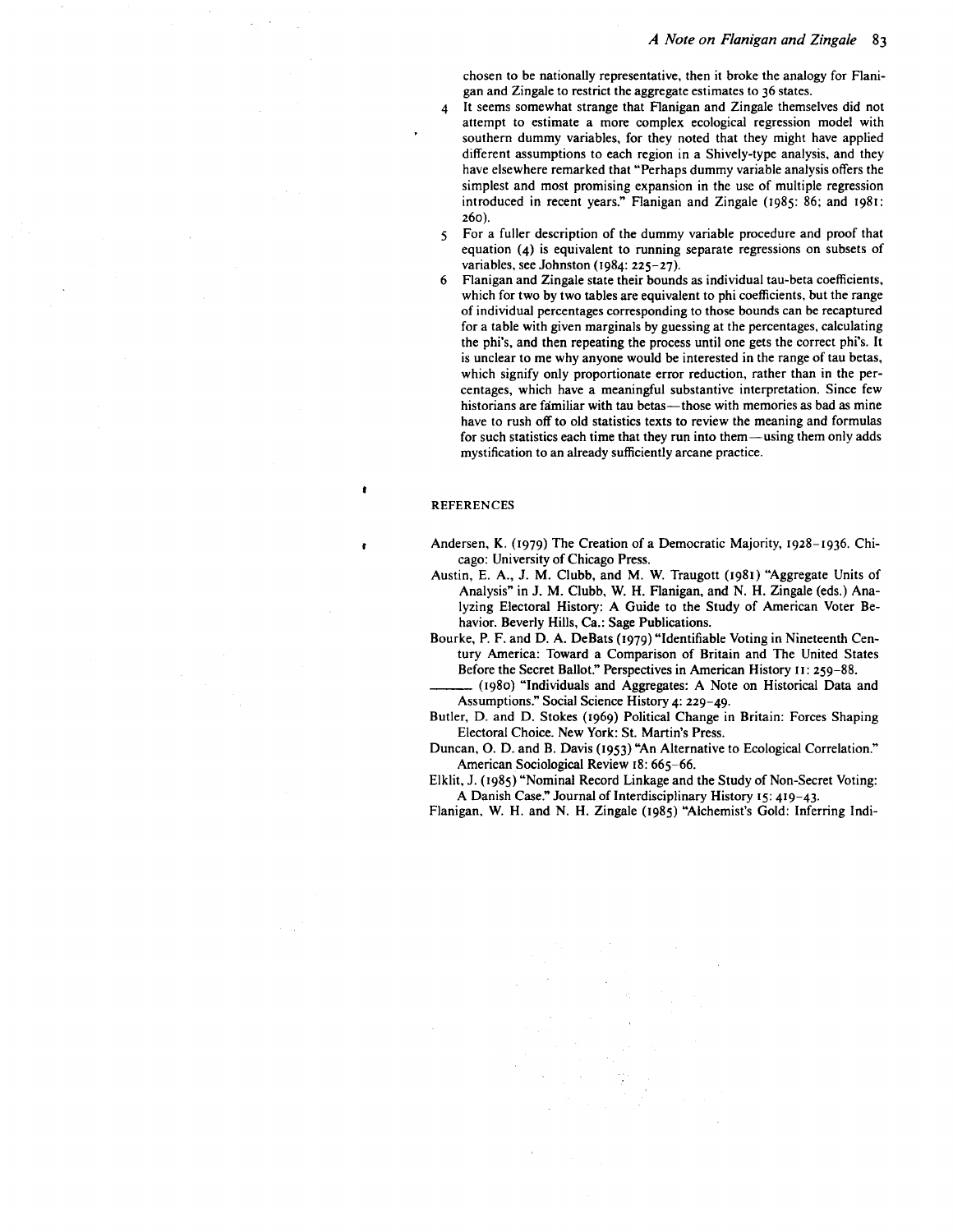chosen to be nationally representative, then it broke the analogy for Flanigan and Zingale to restrict the aggregate estimates to 36 states.

4. It seems somewhat strange that Flanigan and Zingale themselves did not attempt to estimate a more complex ecological regression model with southern dummy variables, for they noted that they might have applied different assumptions to each region in a Shively-type analysis, and they have elsewhere remarked that "Perhaps dummy variable analysis offers the simplest and most promising expansion in the use of multiple regression introduced in recent years." Flanigan and Zingale (1985: 86; and 1981: 260).
5. For a fuller description of the dummy variable procedure and proof that equation (4) is equivalent to running separate regressions on subsets of variables, see Johnston (1984: 225–27).
6. Flanigan and Zingale state their bounds as individual tau-beta coefficients, which for two by two tables are equivalent to phi coefficients, but the range of individual percentages corresponding to those bounds can be recaptured for a table with given marginals by guessing at the percentages, calculating the phi's, and then repeating the process until one gets the correct phi's. It is unclear to me why anyone would be interested in the range of tau betas, which signify only proportionate error reduction, rather than in the percentages, which have a meaningful substantive interpretation. Since few historians are familiar with tau betas—those with memories as bad as mine have to rush off to old statistics texts to review the meaning and formulas for such statistics each time that they run into them—using them only adds mystification to an already sufficiently arcane practice.

## REFERENCES

Andersen, K. (1979) The Creation of a Democratic Majority, 1928–1936. Chicago: University of Chicago Press.

Austin, E. A., J. M. Clubb, and M. W. Traugott (1981) "Aggregate Units of Analysis" in J. M. Clubb, W. H. Flanigan, and N. H. Zingale (eds.) Analyzing Electoral History: A Guide to the Study of American Voter Behavior. Beverly Hills, Ca.: Sage Publications.

Bourke, P. F. and D. A. DeBats (1979) "Identifiable Voting in Nineteenth Century America: Toward a Comparison of Britain and The United States Before the Secret Ballot." Perspectives in American History 11: 259–88.

——— (1980) "Individuals and Aggregates: A Note on Historical Data and Assumptions." Social Science History 4: 229–49.

Butler, D. and D. Stokes (1969) Political Change in Britain: Forces Shaping Electoral Choice. New York: St. Martin's Press.

Duncan, O. D. and B. Davis (1953) "An Alternative to Ecological Correlation." American Sociological Review 18: 665–66.

Elklit, J. (1985) "Nominal Record Linkage and the Study of Non-Secret Voting: A Danish Case." Journal of Interdisciplinary History 15: 419–43.

Flanigan, W. H. and N. H. Zingale (1985) "Alchemist's Gold: Inferring Indi-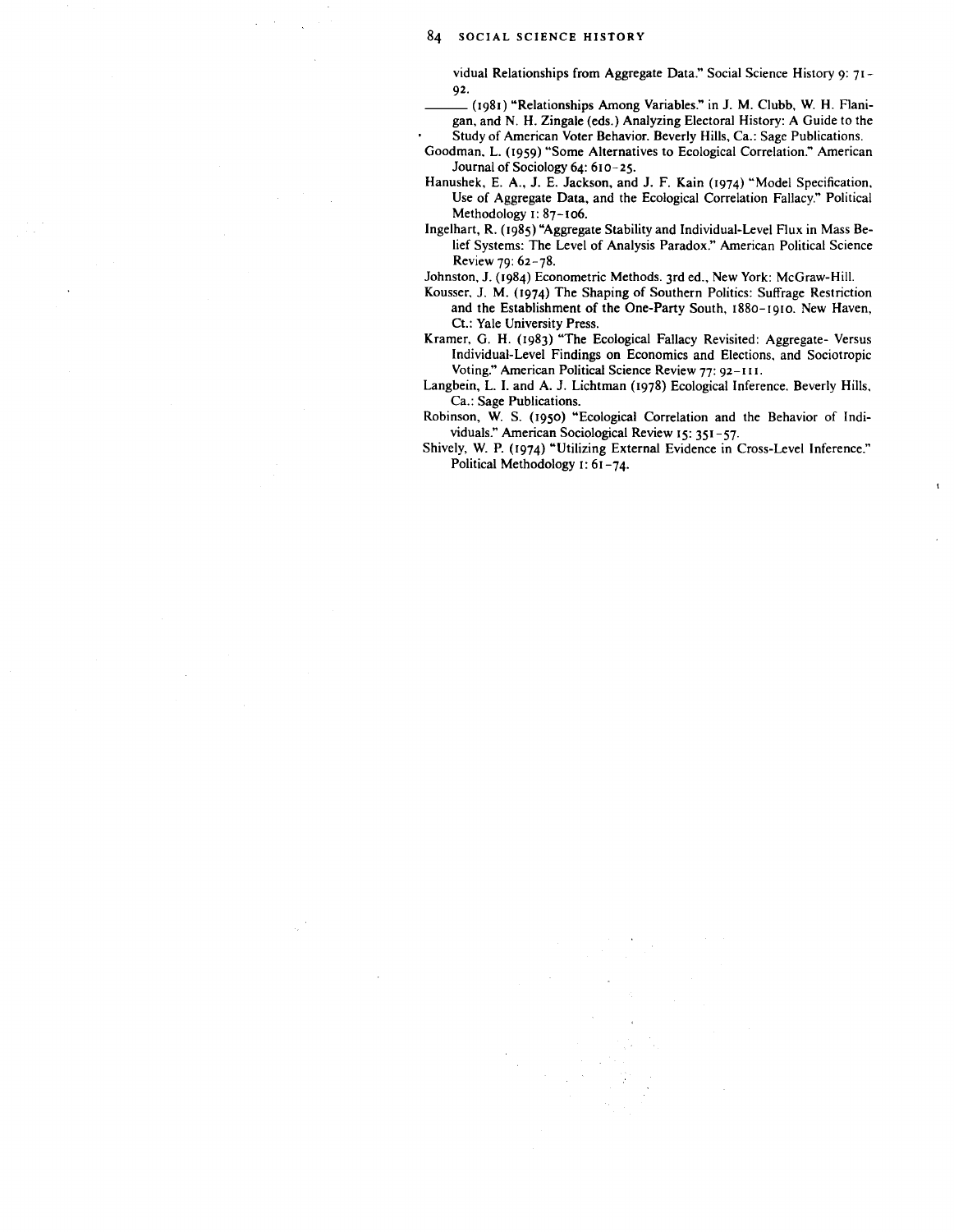vidual Relationships from Aggregate Data." Social Science History 9: 71–92.

——— (1981) "Relationships Among Variables." in J. M. Clubb, W. H. Flanigan, and N. H. Zingale (eds.) Analyzing Electoral History: A Guide to the Study of American Voter Behavior. Beverly Hills, Ca.: Sage Publications.

Goodman, L. (1959) "Some Alternatives to Ecological Correlation." American Journal of Sociology 64: 610–25.

Hanushek, E. A., J. E. Jackson, and J. F. Kain (1974) "Model Specification, Use of Aggregate Data, and the Ecological Correlation Fallacy." Political Methodology 1: 87–106.

Ingelhart, R. (1985) "Aggregate Stability and Individual-Level Flux in Mass Belief Systems: The Level of Analysis Paradox." American Political Science Review 79: 62–78.

Johnston, J. (1984) Econometric Methods. 3rd ed., New York: McGraw-Hill.

Kousser, J. M. (1974) The Shaping of Southern Politics: Suffrage Restriction and the Establishment of the One-Party South, 1880–1910. New Haven, Ct.: Yale University Press.

Kramer, G. H. (1983) "The Ecological Fallacy Revisited: Aggregate- Versus Individual-Level Findings on Economics and Elections, and Sociotropic Voting." American Political Science Review 77: 92–111.

Langbein, L. I. and A. J. Lichtman (1978) Ecological Inference. Beverly Hills, Ca.: Sage Publications.

Robinson, W. S. (1950) "Ecological Correlation and the Behavior of Individuals." American Sociological Review 15: 351–57.

Shively, W. P. (1974) "Utilizing External Evidence in Cross-Level Inference." Political Methodology 1: 61–74.